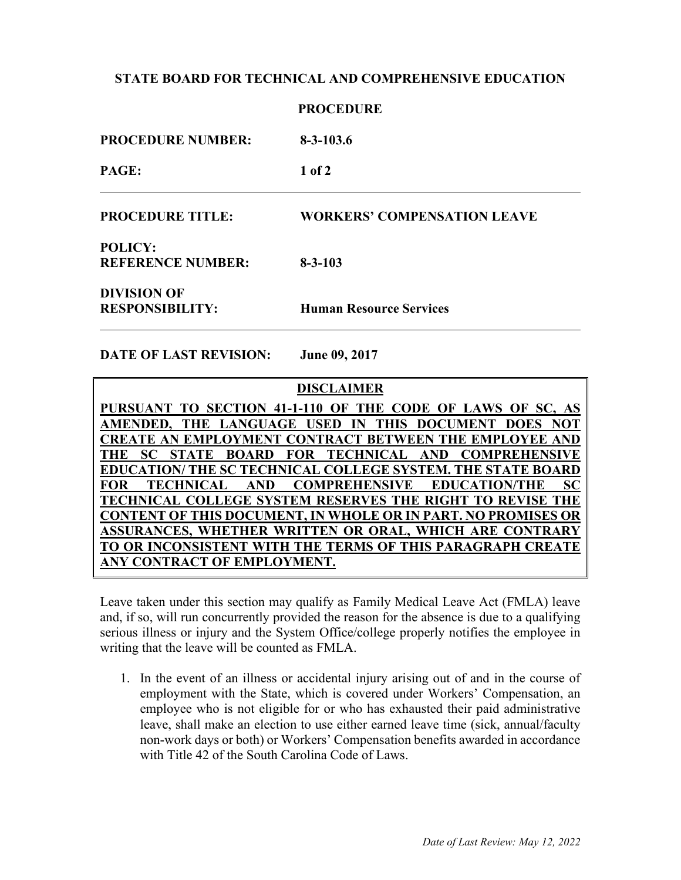**STATE BOARD FOR TECHNICAL AND COMPREHENSIVE EDUCATION**

**PROCEDURE**

| | |
|---|---|
| **PROCEDURE NUMBER:** | **8-3-103.6** |
| **PAGE:** | **1 of 2** |
| **PROCEDURE TITLE:** | **WORKERS' COMPENSATION LEAVE** |
| **POLICY: REFERENCE NUMBER:** | **8-3-103** |
| **DIVISION OF RESPONSIBILITY:** | **Human Resource Services** |
| **DATE OF LAST REVISION:** | **June 09, 2017** |

**DISCLAIMER**

**PURSUANT TO SECTION 41-1-110 OF THE CODE OF LAWS OF SC, AS AMENDED, THE LANGUAGE USED IN THIS DOCUMENT DOES NOT CREATE AN EMPLOYMENT CONTRACT BETWEEN THE EMPLOYEE AND THE SC STATE BOARD FOR TECHNICAL AND COMPREHENSIVE EDUCATION/ THE SC TECHNICAL COLLEGE SYSTEM. THE STATE BOARD FOR TECHNICAL AND COMPREHENSIVE EDUCATION/THE SC TECHNICAL COLLEGE SYSTEM RESERVES THE RIGHT TO REVISE THE CONTENT OF THIS DOCUMENT, IN WHOLE OR IN PART. NO PROMISES OR ASSURANCES, WHETHER WRITTEN OR ORAL, WHICH ARE CONTRARY TO OR INCONSISTENT WITH THE TERMS OF THIS PARAGRAPH CREATE ANY CONTRACT OF EMPLOYMENT.**

Leave taken under this section may qualify as Family Medical Leave Act (FMLA) leave and, if so, will run concurrently provided the reason for the absence is due to a qualifying serious illness or injury and the System Office/college properly notifies the employee in writing that the leave will be counted as FMLA.

1. In the event of an illness or accidental injury arising out of and in the course of employment with the State, which is covered under Workers' Compensation, an employee who is not eligible for or who has exhausted their paid administrative leave, shall make an election to use either earned leave time (sick, annual/faculty non-work days or both) or Workers' Compensation benefits awarded in accordance with Title 42 of the South Carolina Code of Laws.

*Date of Last Review: May 12, 2022*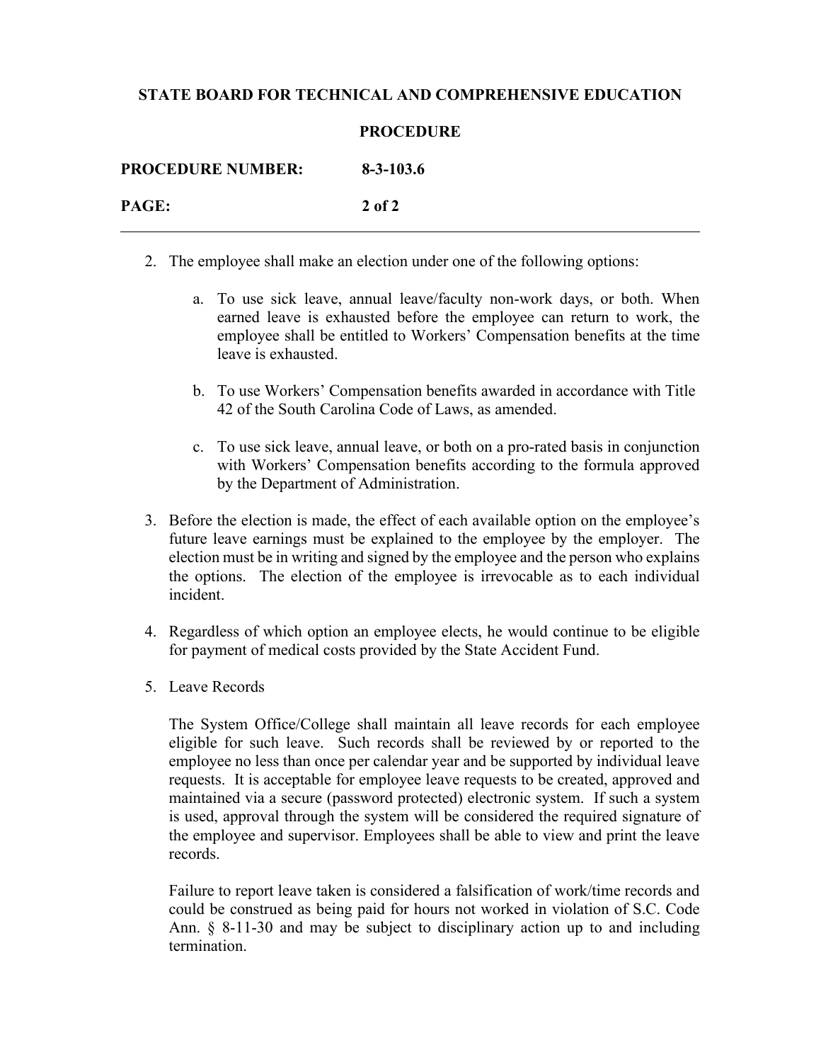2. The employee shall make an election under one of the following options:

   a. To use sick leave, annual leave/faculty non-work days, or both. When earned leave is exhausted before the employee can return to work, the employee shall be entitled to Workers' Compensation benefits at the time leave is exhausted.

   b. To use Workers' Compensation benefits awarded in accordance with Title 42 of the South Carolina Code of Laws, as amended.

   c. To use sick leave, annual leave, or both on a pro-rated basis in conjunction with Workers' Compensation benefits according to the formula approved by the Department of Administration.

3. Before the election is made, the effect of each available option on the employee's future leave earnings must be explained to the employee by the employer. The election must be in writing and signed by the employee and the person who explains the options. The election of the employee is irrevocable as to each individual incident.

4. Regardless of which option an employee elects, he would continue to be eligible for payment of medical costs provided by the State Accident Fund.

5. Leave Records

   The System Office/College shall maintain all leave records for each employee eligible for such leave. Such records shall be reviewed by or reported to the employee no less than once per calendar year and be supported by individual leave requests. It is acceptable for employee leave requests to be created, approved and maintained via a secure (password protected) electronic system. If such a system is used, approval through the system will be considered the required signature of the employee and supervisor. Employees shall be able to view and print the leave records.

   Failure to report leave taken is considered a falsification of work/time records and could be construed as being paid for hours not worked in violation of S.C. Code Ann. § 8-11-30 and may be subject to disciplinary action up to and including termination.